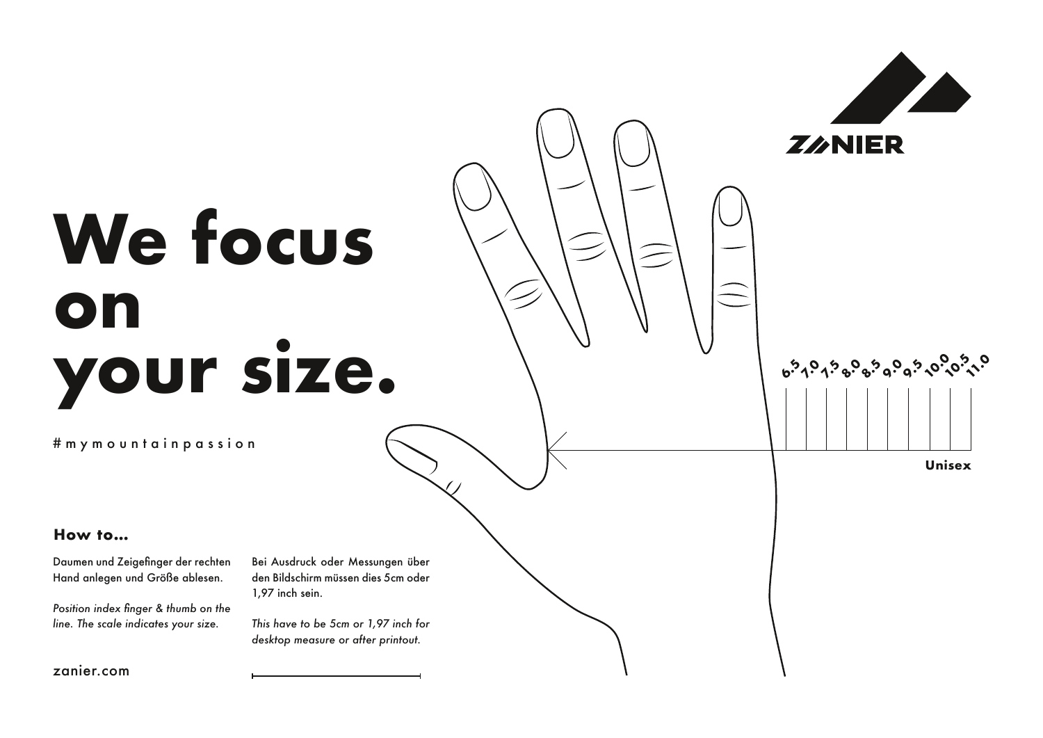ZANIER

# We focus on your size.

# m y m o u n t a i n p a s s i o n

6.5 7.0 7.5 8.0 8.5 9.0 9.5 10.0 10.5 11.0

**Unisex**

### How to...

Daumen und Zeigefinger der rechten Hand anlegen und Größe ablesen.

*Position index finger & thumb on the line. The scale indicates your size.*

Bei Ausdruck oder Messungen über den Bildschirm müssen dies 5cm oder 1,97 inch sein.

*This have to be 5cm or 1,97 inch for desktop measure or after printout.*

zanier.com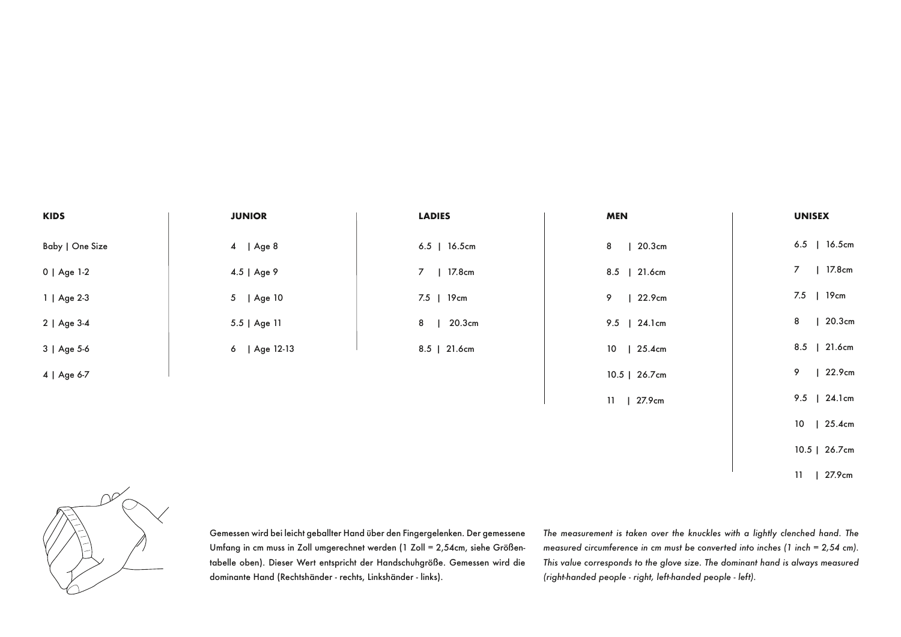**KIDS**

Baby | One Size

0 | Age 1-2

1 | Age 2-3

2 | Age 3-4

3 | Age 5-6

4 | Age 6-7

**JUNIOR**

4 | Age 8

4.5 | Age 9

5 | Age 10

5.5 | Age 11

6 | Age 12-13

**LADIES**

6.5 | 16.5cm

7 | 17.8cm

7.5 | 19cm

8 | 20.3cm

8.5 | 21.6cm

**MEN**

8 | 20.3cm

8.5 | 21.6cm

9 | 22.9cm

9.5 | 24.1cm

10 | 25.4cm

10.5 | 26.7cm

11 | 27.9cm

**UNISEX**

6.5 | 16.5cm

7 | 17.8cm

7.5 | 19cm

8 | 20.3cm

8.5 | 21.6cm

9 | 22.9cm

9.5 | 24.1cm

10 | 25.4cm

10.5 | 26.7cm

11 | 27.9cm

Gemessen wird bei leicht geballter Hand über den Fingergelenken. Der gemessene Umfang in cm muss in Zoll umgerechnet werden (1 Zoll = 2,54cm, siehe Größentabelle oben). Dieser Wert entspricht der Handschuhgröße. Gemessen wird die dominante Hand (Rechtshänder - rechts, Linkshänder - links).

*The measurement is taken over the knuckles with a lightly clenched hand. The measured circumference in cm must be converted into inches (1 inch = 2,54 cm). This value corresponds to the glove size. The dominant hand is always measured (right-handed people - right, left-handed people - left).*